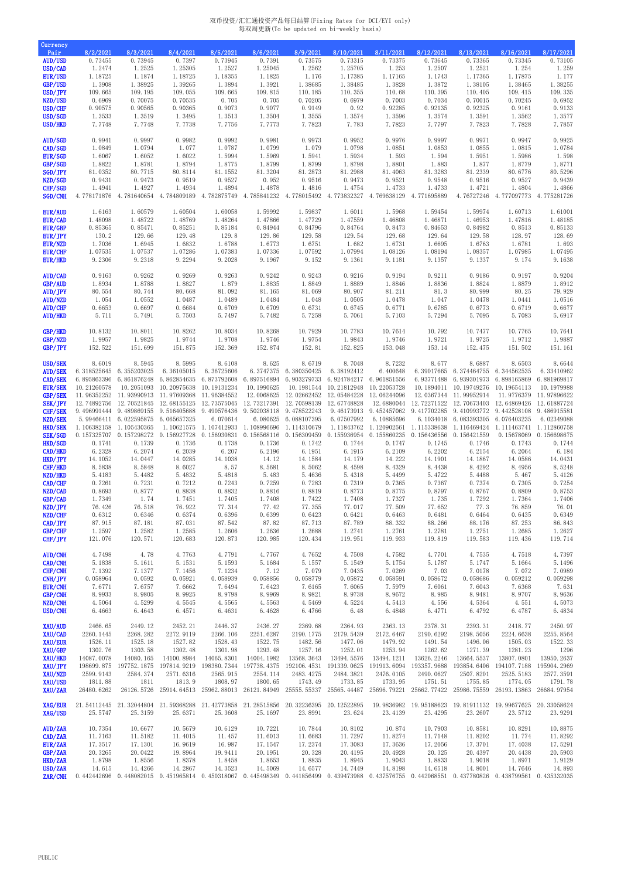双币投资/汇汇通投资产品每日结算(Fixing Rates for DCI/EYI only)
每双周更新(To be updated on bi-weekly basis)

| Currency Pair | 8/2/2021 | 8/3/2021 | 8/4/2021 | 8/5/2021 | 8/6/2021 | 8/9/2021 | 8/10/2021 | 8/11/2021 | 8/12/2021 | 8/13/2021 | 8/16/2021 | 8/17/2021 |
|---|---|---|---|---|---|---|---|---|---|---|---|---|
| AUD/USD | 0.73455 | 0.73945 | 0.7397 | 0.73945 | 0.7391 | 0.73575 | 0.73315 | 0.73375 | 0.73645 | 0.73365 | 0.73345 | 0.73105 |
| USD/CAD | 1.2474 | 1.2525 | 1.25305 | 1.2527 | 1.25045 | 1.2562 | 1.25705 | 1.253 | 1.2507 | 1.2521 | 1.254 | 1.259 |
| EUR/USD | 1.18725 | 1.1874 | 1.18725 | 1.18355 | 1.1825 | 1.176 | 1.17385 | 1.17165 | 1.1743 | 1.17365 | 1.17875 | 1.177 |
| GBP/USD | 1.3908 | 1.38925 | 1.39265 | 1.3894 | 1.3921 | 1.38685 | 1.38485 | 1.3828 | 1.3872 | 1.38105 | 1.38465 | 1.38255 |
| USD/JPY | 109.665 | 109.195 | 109.055 | 109.665 | 109.815 | 110.185 | 110.355 | 110.68 | 110.395 | 110.405 | 109.415 | 109.335 |
| NZD/USD | 0.6969 | 0.70075 | 0.70535 | 0.705 | 0.705 | 0.70205 | 0.6979 | 0.7003 | 0.7034 | 0.70015 | 0.70245 | 0.6952 |
| USD/CHF | 0.90575 | 0.90565 | 0.90365 | 0.9073 | 0.9077 | 0.9149 | 0.92 | 0.92285 | 0.92135 | 0.92325 | 0.9161 | 0.9133 |
| USD/SGD | 1.3533 | 1.3519 | 1.3495 | 1.3513 | 1.3504 | 1.3555 | 1.3574 | 1.3596 | 1.3574 | 1.3591 | 1.3562 | 1.3577 |
| USD/HKD | 7.7748 | 7.7748 | 7.7738 | 7.7756 | 7.7773 | 7.7823 | 7.783 | 7.7823 | 7.7797 | 7.7823 | 7.7828 | 7.7857 |
| AUD/SGD | 0.9941 | 0.9997 | 0.9982 | 0.9992 | 0.9981 | 0.9973 | 0.9952 | 0.9976 | 0.9997 | 0.9971 | 0.9947 | 0.9925 |
| CAD/SGD | 1.0849 | 1.0794 | 1.077 | 1.0787 | 1.0799 | 1.079 | 1.0798 | 1.0851 | 1.0853 | 1.0855 | 1.0815 | 1.0784 |
| EUR/SGD | 1.6067 | 1.6052 | 1.6022 | 1.5994 | 1.5969 | 1.5941 | 1.5934 | 1.593 | 1.594 | 1.5951 | 1.5986 | 1.598 |
| GBP/SGD | 1.8822 | 1.8781 | 1.8794 | 1.8775 | 1.8799 | 1.8799 | 1.8798 | 1.8801 | 1.883 | 1.877 | 1.8779 | 1.8771 |
| SGD/JPY | 81.0352 | 80.7715 | 80.8114 | 81.1552 | 81.3204 | 81.2873 | 81.2988 | 81.4063 | 81.3283 | 81.2339 | 80.6776 | 80.5296 |
| NZD/SGD | 0.9431 | 0.9473 | 0.9519 | 0.9527 | 0.952 | 0.9516 | 0.9473 | 0.9521 | 0.9548 | 0.9516 | 0.9527 | 0.9439 |
| CHF/SGD | 1.4941 | 1.4927 | 1.4934 | 1.4894 | 1.4878 | 1.4816 | 1.4754 | 1.4733 | 1.4733 | 1.4721 | 1.4804 | 1.4866 |
| SGD/CNH | 4.778171876 | 4.781640654 | 4.784809189 | 4.782875749 | 4.785841232 | 4.778015492 | 4.773832327 | 4.769638129 | 4.771695889 | 4.76727246 | 4.777097773 | 4.775281726 |
| EUR/AUD | 1.6163 | 1.60579 | 1.60504 | 1.60058 | 1.59992 | 1.59837 | 1.6011 | 1.5968 | 1.59454 | 1.59974 | 1.60713 | 1.61001 |
| EUR/CAD | 1.48098 | 1.48722 | 1.48769 | 1.48264 | 1.47866 | 1.47729 | 1.47559 | 1.46808 | 1.46871 | 1.46953 | 1.47816 | 1.48185 |
| EUR/GBP | 0.85365 | 0.85471 | 0.85251 | 0.85184 | 0.84944 | 0.84796 | 0.84764 | 0.8473 | 0.84653 | 0.84982 | 0.8513 | 0.85133 |
| EUR/JPY | 130.2 | 129.66 | 129.48 | 129.8 | 129.86 | 129.58 | 129.54 | 129.68 | 129.64 | 129.58 | 128.97 | 128.69 |
| EUR/NZD | 1.7036 | 1.6945 | 1.6832 | 1.6788 | 1.6773 | 1.6751 | 1.682 | 1.6731 | 1.6695 | 1.6763 | 1.6781 | 1.693 |
| EUR/CHF | 1.07535 | 1.07537 | 1.07286 | 1.07383 | 1.07336 | 1.07592 | 1.07994 | 1.08126 | 1.08194 | 1.08357 | 1.07985 | 1.07495 |
| EUR/HKD | 9.2306 | 9.2318 | 9.2294 | 9.2028 | 9.1967 | 9.152 | 9.1361 | 9.1181 | 9.1357 | 9.1337 | 9.174 | 9.1638 |
| AUD/CAD | 0.9163 | 0.9262 | 0.9269 | 0.9263 | 0.9242 | 0.9243 | 0.9216 | 0.9194 | 0.9211 | 0.9186 | 0.9197 | 0.9204 |
| GBP/AUD | 1.8934 | 1.8788 | 1.8827 | 1.879 | 1.8835 | 1.8849 | 1.8889 | 1.8846 | 1.8836 | 1.8824 | 1.8879 | 1.8912 |
| AUD/JPY | 80.554 | 80.744 | 80.668 | 81.092 | 81.165 | 81.069 | 80.907 | 81.211 | 81.3 | 80.999 | 80.25 | 79.929 |
| AUD/NZD | 1.054 | 1.0552 | 1.0487 | 1.0489 | 1.0484 | 1.048 | 1.0505 | 1.0478 | 1.047 | 1.0478 | 1.0441 | 1.0516 |
| AUD/CHF | 0.6653 | 0.6697 | 0.6684 | 0.6709 | 0.6709 | 0.6731 | 0.6745 | 0.6771 | 0.6785 | 0.6773 | 0.6719 | 0.6677 |
| AUD/HKD | 5.711 | 5.7491 | 5.7503 | 5.7497 | 5.7482 | 5.7258 | 5.7061 | 5.7103 | 5.7294 | 5.7095 | 5.7083 | 5.6917 |
| GBP/HKD | 10.8132 | 10.8011 | 10.8262 | 10.8034 | 10.8268 | 10.7929 | 10.7783 | 10.7614 | 10.792 | 10.7477 | 10.7765 | 10.7641 |
| GBP/NZD | 1.9957 | 1.9825 | 1.9744 | 1.9708 | 1.9746 | 1.9754 | 1.9843 | 1.9746 | 1.9721 | 1.9725 | 1.9712 | 1.9887 |
| GBP/JPY | 152.522 | 151.699 | 151.875 | 152.369 | 152.874 | 152.81 | 152.825 | 153.048 | 153.14 | 152.475 | 151.502 | 151.161 |
| USD/SEK | 8.6019 | 8.5945 | 8.5995 | 8.6108 | 8.625 | 8.6719 | 8.7048 | 8.7232 | 8.677 | 8.6887 | 8.6503 | 8.6644 |
| AUD/SEK | 6.318525645 | 6.355203025 | 6.36105015 | 6.36725606 | 6.3747375 | 6.380350425 | 6.38192412 | 6.400648 | 6.39017665 | 6.374464755 | 6.344562535 | 6.33410962 |
| CAD/SEK | 6.895863396 | 6.861876248 | 6.862854635 | 6.873792608 | 6.897516894 | 6.903279733 | 6.924784217 | 6.961851556 | 6.93771488 | 6.939301973 | 6.898165869 | 6.881969817 |
| EUR/SEK | 10.21260578 | 10.2051093 | 10.20975638 | 10.19131234 | 10.1990625 | 10.1981544 | 10.21812948 | 10.22053728 | 10.1894011 | 10.19749276 | 10.19654113 | 10.1979988 |
| GBP/SEK | 11.96352252 | 11.93990913 | 11.97609368 | 11.96384552 | 12.0068625 | 12.02662452 | 12.05484228 | 12.06244096 | 12.0367344 | 11.99952914 | 11.9776379 | 11.97896622 |
| SEK/JPY | 12.74892756 | 12.70521845 | 12.68155125 | 12.73575045 | 12.73217391 | 12.70598139 | 12.67748828 | 12.6880044 | 12.72271522 | 12.70673403 | 12.64869426 | 12.61887724 |
| CHF/SEK | 9.496991444 | 9.489869155 | 9.516405688 | 9.490576436 | 9.502038118 | 9.478522243 | 9.46173913 | 9.452457062 | 9.417702285 | 9.410993772 | 9.442528108 | 9.486915581 |
| NZD/SEK | 5.99466411 | 6.022595875 | 6.065657325 | 6.070614 | 6.080625 | 6.088107395 | 6.07507992 | 6.10885696 | 6.1034018 | 6.083393305 | 6.076403235 | 6.02349088 |
| HKD/SEK | 1.106382158 | 1.105430365 | 1.10621575 | 1.107412933 | 1.108996696 | 1.114310679 | 1.11843762 | 1.120902561 | 1.115338638 | 1.116469424 | 1.111463741 | 1.112860758 |
| SEK/SGD | 0.157325707 | 0.157298272 | 0.156927728 | 0.156930831 | 0.156568116 | 0.156309459 | 0.155936954 | 0.155860235 | 0.156436556 | 0.156421559 | 0.15678069 | 0.156698675 |
| HKD/SGD | 0.1741 | 0.1739 | 0.1736 | 0.1738 | 0.1736 | 0.1742 | 0.1744 | 0.1747 | 0.1745 | 0.1746 | 0.1743 | 0.1744 |
| CAD/HKD | 6.2328 | 6.2074 | 6.2039 | 6.207 | 6.2196 | 6.1951 | 6.1915 | 6.2109 | 6.2202 | 6.2154 | 6.2064 | 6.184 |
| HKD/JPY | 14.1052 | 14.0447 | 14.0285 | 14.1038 | 14.12 | 14.1584 | 14.179 | 14.222 | 14.1901 | 14.1867 | 14.0586 | 14.0431 |
| CHF/HKD | 8.5838 | 8.5848 | 8.6027 | 8.57 | 8.5681 | 8.5062 | 8.4598 | 8.4329 | 8.4438 | 8.4292 | 8.4956 | 8.5248 |
| NZD/HKD | 5.4183 | 5.4482 | 5.4832 | 5.4818 | 5.483 | 5.4636 | 5.4318 | 5.4499 | 5.4722 | 5.4488 | 5.467 | 5.4126 |
| CAD/CHF | 0.7261 | 0.7231 | 0.7212 | 0.7243 | 0.7259 | 0.7283 | 0.7319 | 0.7365 | 0.7367 | 0.7374 | 0.7305 | 0.7254 |
| NZD/CAD | 0.8693 | 0.8777 | 0.8838 | 0.8832 | 0.8816 | 0.8819 | 0.8773 | 0.8775 | 0.8797 | 0.8767 | 0.8809 | 0.8753 |
| GBP/CAD | 1.7349 | 1.74 | 1.7451 | 1.7405 | 1.7408 | 1.7422 | 1.7408 | 1.7327 | 1.735 | 1.7292 | 1.7364 | 1.7406 |
| NZD/JPY | 76.426 | 76.518 | 76.922 | 77.314 | 77.42 | 77.355 | 77.017 | 77.509 | 77.652 | 77.3 | 76.859 | 76.01 |
| NZD/CHF | 0.6312 | 0.6346 | 0.6374 | 0.6396 | 0.6399 | 0.6423 | 0.6421 | 0.6463 | 0.6481 | 0.6464 | 0.6435 | 0.6349 |
| CAD/JPY | 87.915 | 87.181 | 87.031 | 87.542 | 87.82 | 87.713 | 87.789 | 88.332 | 88.266 | 88.176 | 87.253 | 86.843 |
| GBP/CHF | 1.2597 | 1.2582 | 1.2585 | 1.2606 | 1.2636 | 1.2688 | 1.2741 | 1.2761 | 1.2781 | 1.2751 | 1.2685 | 1.2627 |
| CHF/JPY | 121.076 | 120.571 | 120.683 | 120.873 | 120.985 | 120.434 | 119.951 | 119.933 | 119.819 | 119.583 | 119.436 | 119.714 |
| AUD/CNH | 4.7498 | 4.78 | 4.7763 | 4.7791 | 4.7767 | 4.7652 | 4.7508 | 4.7582 | 4.7701 | 4.7535 | 4.7518 | 4.7397 |
| CAD/CNH | 5.1838 | 5.1611 | 5.1531 | 5.1593 | 5.1684 | 5.1557 | 5.1549 | 5.1754 | 5.1787 | 5.1747 | 5.1664 | 5.1496 |
| CHF/CNH | 7.1392 | 7.1377 | 7.1456 | 7.1234 | 7.12 | 7.079 | 7.0435 | 7.0269 | 7.03 | 7.0178 | 7.072 | 7.0989 |
| CNH/JPY | 0.058964 | 0.0592 | 0.05921 | 0.058939 | 0.058856 | 0.058779 | 0.05872 | 0.058591 | 0.058672 | 0.058686 | 0.059212 | 0.059298 |
| EUR/CNH | 7.6771 | 7.6757 | 7.6662 | 7.6494 | 7.6423 | 7.6165 | 7.6065 | 7.5979 | 7.6061 | 7.6043 | 7.6368 | 7.631 |
| GBP/CNH | 8.9933 | 8.9805 | 8.9925 | 8.9798 | 8.9969 | 8.9821 | 8.9738 | 8.9672 | 8.985 | 8.9481 | 8.9707 | 8.9636 |
| NZD/CNH | 4.5064 | 4.5299 | 4.5545 | 4.5565 | 4.5563 | 4.5469 | 4.5224 | 4.5413 | 4.556 | 4.5364 | 4.551 | 4.5073 |
| USD/CNH | 6.4663 | 6.4643 | 6.4571 | 6.4631 | 6.4628 | 6.4766 | 6.48 | 6.4848 | 6.4771 | 6.4792 | 6.4787 | 6.4834 |
| XAU/AUD | 2466.65 | 2449.12 | 2452.21 | 2446.37 | 2436.27 | 2369.68 | 2364.93 | 2363.13 | 2378.31 | 2393.31 | 2418.77 | 2450.97 |
| XAU/CAD | 2260.1445 | 2268.282 | 2272.9119 | 2266.106 | 2251.6287 | 2190.1775 | 2179.5439 | 2172.6467 | 2190.6292 | 2198.5056 | 2224.6638 | 2255.8564 |
| XAU/EUR | 1526.11 | 1525.18 | 1527.82 | 1528.43 | 1522.75 | 1482.56 | 1477.06 | 1479.92 | 1491.54 | 1496.06 | 1505.03 | 1522.33 |
| XAU/GBP | 1302.76 | 1303.58 | 1302.48 | 1301.98 | 1293.48 | 1257.16 | 1252.01 | 1253.94 | 1262.62 | 1271.39 | 1281.23 | 1296 |
| XAU/HKD | 14087.0078 | 14080.165 | 14100.8984 | 14065.8301 | 14004.1982 | 13568.3643 | 13494.5576 | 13494.1211 | 13626.2246 | 13664.5537 | 13807.0801 | 13950.2637 |
| XAU/JPY | 198699.875 | 197752.1875 | 197814.9219 | 198380.7344 | 197738.4375 | 192106.4531 | 191339.0625 | 191913.6094 | 193357.9688 | 193854.6406 | 194107.7188 | 195904.2969 |
| XAU/NZD | 2599.9143 | 2584.374 | 2571.6316 | 2565.915 | 2554.114 | 2483.4275 | 2484.3821 | 2476.0105 | 2490.0627 | 2507.8201 | 2525.5183 | 2577.3591 |
| XAU/USD | 1811.88 | 1811 | 1813.9 | 1808.97 | 1800.65 | 1743.49 | 1733.85 | 1733.95 | 1751.51 | 1755.85 | 1774.05 | 1791.78 |
| XAU/ZAR | 26480.6262 | 26126.5726 | 25914.64513 | 25962.88013 | 26121.84949 | 25555.55337 | 25565.44487 | 25696.79221 | 25662.77422 | 25986.75559 | 26193.13863 | 26684.97954 |
| XAG/EUR | 21.54112445 | 21.32044804 | 21.59368288 | 21.42773858 | 21.28515856 | 20.32236395 | 20.12522895 | 19.9836982 | 19.95188623 | 19.81911132 | 19.99677625 | 20.33058624 |
| XAG/USD | 25.5747 | 25.3159 | 25.6371 | 25.3608 | 25.1697 | 23.8991 | 23.624 | 23.4139 | 23.4295 | 23.2607 | 23.5712 | 23.9291 |
| AUD/ZAR | 10.7354 | 10.6677 | 10.5679 | 10.6129 | 10.7221 | 10.7844 | 10.8102 | 10.874 | 10.7903 | 10.8581 | 10.8291 | 10.8875 |
| CAD/ZAR | 11.7163 | 11.5182 | 11.4015 | 11.457 | 11.6013 | 11.6683 | 11.7297 | 11.8274 | 11.7148 | 11.8202 | 11.774 | 11.8292 |
| EUR/ZAR | 17.3517 | 17.1301 | 16.9619 | 16.987 | 17.1547 | 17.2374 | 17.3083 | 17.3636 | 17.2056 | 17.3701 | 17.4038 | 17.5291 |
| GBP/ZAR | 20.3265 | 20.0422 | 19.8964 | 19.9411 | 20.1951 | 20.328 | 20.4195 | 20.4928 | 20.325 | 20.4397 | 20.4438 | 20.5903 |
| HKD/ZAR | 1.8798 | 1.8556 | 1.8378 | 1.8458 | 1.8653 | 1.8835 | 1.8945 | 1.9043 | 1.8833 | 1.9018 | 1.8971 | 1.9129 |
| USD/ZAR | 14.615 | 14.4266 | 14.2867 | 14.3523 | 14.5069 | 14.6577 | 14.7449 | 14.8198 | 14.6518 | 14.8001 | 14.7646 | 14.893 |
| ZAR/CNH | 0.442442696 | 0.448082015 | 0.451965814 | 0.450318067 | 0.445498349 | 0.441856499 | 0.439473988 | 0.437576755 | 0.442068551 | 0.437780826 | 0.438799561 | 0.435332035 |

PUBLIC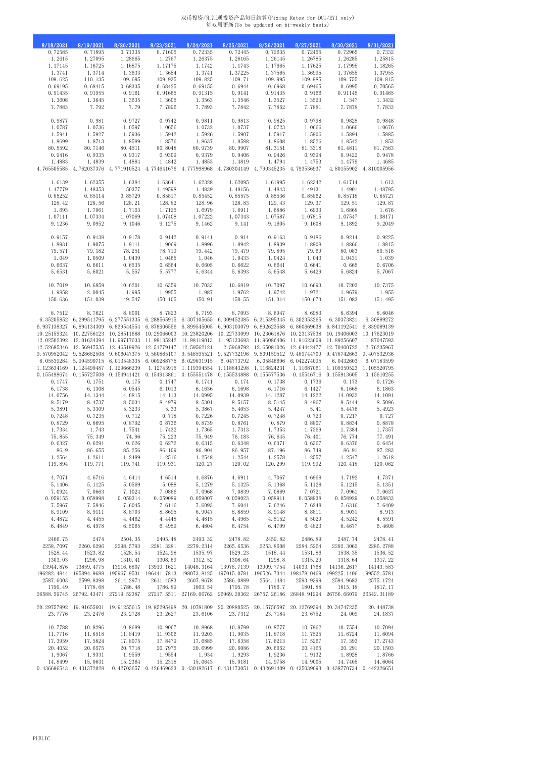双币投资/汇汇通投资产品每日结算(Fixing Rates for DCI/EYI only)
每双周更新(To be updated on bi-weekly basis)

| 8/18/2021 | 8/19/2021 | 8/20/2021 | 8/23/2021 | 8/24/2021 | 8/25/2021 | 8/26/2021 | 8/27/2021 | 8/30/2021 | 8/31/2021 |
|---|---|---|---|---|---|---|---|---|---|
| 0.72585 | 0.71895 | 0.71335 | 0.71605 | 0.72335 | 0.72445 | 0.72635 | 0.72455 | 0.72965 | 0.7332 |
| 1.2615 | 1.27095 | 1.28665 | 1.2767 | 1.26375 | 1.26165 | 1.26145 | 1.26785 | 1.26285 | 1.25815 |
| 1.17145 | 1.16725 | 1.16875 | 1.17175 | 1.1742 | 1.1743 | 1.17665 | 1.17625 | 1.17995 | 1.18265 |
| 1.3741 | 1.3714 | 1.3633 | 1.3654 | 1.3741 | 1.37225 | 1.37565 | 1.36995 | 1.37655 | 1.37955 |
| 109.625 | 110.135 | 109.695 | 109.935 | 109.825 | 109.71 | 109.995 | 109.985 | 109.755 | 109.815 |
| 0.69195 | 0.68415 | 0.68335 | 0.68425 | 0.69155 | 0.6944 | 0.6968 | 0.69465 | 0.6995 | 0.70565 |
| 0.91435 | 0.91955 | 0.9161 | 0.91665 | 0.91315 | 0.9141 | 0.91435 | 0.9166 | 0.91145 | 0.91465 |
| 1.3608 | 1.3645 | 1.3635 | 1.3605 | 1.3563 | 1.3546 | 1.3527 | 1.3523 | 1.347 | 1.3432 |
| 7.7883 | 7.792 | 7.79 | 7.7896 | 7.7893 | 7.7842 | 7.7852 | 7.7881 | 7.7878 | 7.7833 |
| | | | | | | | | | |
| 0.9877 | 0.981 | 0.9727 | 0.9742 | 0.9811 | 0.9813 | 0.9825 | 0.9798 | 0.9828 | 0.9848 |
| 1.0787 | 1.0736 | 1.0597 | 1.0656 | 1.0732 | 1.0737 | 1.0723 | 1.0666 | 1.0676 | 1.0676 |
| 1.5941 | 1.5927 | 1.5936 | 1.5942 | 1.5926 | 1.5907 | 1.5917 | 1.5906 | 1.5894 | 1.5885 |
| 1.8699 | 1.8713 | 1.8589 | 1.8576 | 1.8637 | 1.8588 | 1.8608 | 1.8526 | 1.8542 | 1.853 |
| 80.5592 | 80.7146 | 80.4511 | 80.8048 | 80.9739 | 80.9907 | 81.3151 | 81.3318 | 81.4811 | 81.7563 |
| 0.9416 | 0.9335 | 0.9317 | 0.9309 | 0.9379 | 0.9406 | 0.9426 | 0.9394 | 0.9422 | 0.9478 |
| 1.4883 | 1.4839 | 1.4884 | 1.4842 | 1.4853 | 1.4819 | 1.4794 | 1.4753 | 1.4779 | 1.4685 |
| 4.765505585 | 4.762037376 | 4.771910524 | 4.774641676 | 4.777998968 | 4.780304149 | 4.790345235 | 4.793536937 | 4.80155902 | 4.810005956 |
| | | | | | | | | | |
| 1.6139 | 1.62355 | 1.6384 | 1.63641 | 1.62328 | 1.62095 | 1.61995 | 1.62342 | 1.61714 | 1.613 |
| 1.47779 | 1.48353 | 1.50377 | 1.49598 | 1.4839 | 1.48156 | 1.4843 | 1.49131 | 1.4901 | 1.48795 |
| 0.85252 | 0.85114 | 0.85729 | 0.85817 | 0.85452 | 0.85575 | 0.85536 | 0.85862 | 0.85718 | 0.85727 |
| 128.42 | 128.56 | 128.21 | 128.82 | 128.96 | 128.83 | 129.43 | 129.37 | 129.51 | 129.87 |
| 1.693 | 1.7061 | 1.7103 | 1.7125 | 1.6979 | 1.6911 | 1.6886 | 1.6933 | 1.6868 | 1.676 |
| 1.07111 | 1.07334 | 1.07069 | 1.07408 | 1.07222 | 1.07343 | 1.07587 | 1.07815 | 1.07547 | 1.08171 |
| 9.1236 | 9.0952 | 9.1046 | 9.1275 | 9.1462 | 9.141 | 9.1605 | 9.1608 | 9.1892 | 9.2049 |
| | | | | | | | | | |
| 0.9157 | 0.9138 | 0.9178 | 0.9142 | 0.9141 | 0.914 | 0.9163 | 0.9186 | 0.9214 | 0.9225 |
| 1.8931 | 1.9075 | 1.9111 | 1.9069 | 1.8996 | 1.8942 | 1.8939 | 1.8908 | 1.8866 | 1.8815 |
| 79.571 | 79.182 | 78.251 | 78.719 | 79.442 | 79.479 | 79.895 | 79.69 | 80.083 | 80.516 |
| 1.049 | 1.0509 | 1.0439 | 1.0465 | 1.046 | 1.0433 | 1.0424 | 1.043 | 1.0431 | 1.039 |
| 0.6637 | 0.6611 | 0.6535 | 0.6564 | 0.6605 | 0.6622 | 0.6641 | 0.6641 | 0.665 | 0.6706 |
| 5.6531 | 5.6021 | 5.557 | 5.5777 | 5.6344 | 5.6393 | 5.6548 | 5.6429 | 5.6824 | 5.7067 |
| | | | | | | | | | |
| 10.7019 | 10.6859 | 10.6201 | 10.6359 | 10.7033 | 10.6819 | 10.7097 | 10.6693 | 10.7203 | 10.7375 |
| 1.9858 | 2.0045 | 1.995 | 1.9955 | 1.987 | 1.9762 | 1.9742 | 1.9721 | 1.9679 | 1.955 |
| 150.636 | 151.039 | 149.547 | 150.105 | 150.91 | 150.55 | 151.314 | 150.673 | 151.083 | 151.495 |
| | | | | | | | | | |
| 8.7512 | 8.7621 | 8.8001 | 8.7823 | 8.7193 | 8.7093 | 8.6947 | 8.6983 | 8.6394 | 8.6046 |
| 6.35205852 | 6.299511795 | 6.277551335 | 6.288565915 | 6.307105655 | 6.309452385 | 6.315395345 | 6.302353265 | 6.30373821 | 6.30889272 |
| 6.937138327 | 6.894134309 | 6.839544554 | 6.878906556 | 6.899545005 | 6.903103079 | 6.892623568 | 6.860669638 | 6.841192541 | 6.839089139 |
| 10.25159324 | 10.22756123 | 10.28511688 | 10.29066003 | 10.23820206 | 10.22733099 | 10.23061876 | 10.23137538 | 10.19406003 | 10.17623019 |
| 12.02502392 | 12.01634394 | 11.99717633 | 11.99135242 | 11.98119013 | 11.95133693 | 11.96086406 | 11.91623609 | 11.89256607 | 11.87047593 |
| 12.52685346 | 12.56947535 | 12.46519926 | 12.51779147 | 12.59562121 | 12.5968792 | 12.65081026 | 12.64442477 | 12.70400722 | 12.76235967 |
| 9.570952042 | 9.528682508 | 9.606047375 | 9.580865107 | 9.548595521 | 9.527732196 | 9.509159512 | 9.489744709 | 9.478742663 | 9.407532936 |
| 6.05539284 | 5.994590715 | 6.013548335 | 6.009288775 | 6.029831915 | 6.04773792 | 6.05846696 | 6.042274095 | 6.0432603 | 6.07183599 |
| 1.123634169 | 1.124499487 | 1.129666239 | 1.12743915 | 1.119394554 | 1.118843298 | 1.116824231 | 1.11687061 | 1.109350523 | 1.105520795 |
| 0.155498674 | 0.155727508 | 0.154941421 | 0.154913861 | 0.155551478 | 0.155534888 | 0.155577536 | 0.15546716 | 0.155913605 | 0.15610255 |
| 0.1747 | 0.1751 | 0.175 | 0.1747 | 0.1741 | 0.174 | 0.1738 | 0.1736 | 0.173 | 0.1726 |
| 6.1738 | 6.1308 | 6.0545 | 6.1013 | 6.1636 | 6.1698 | 6.1716 | 6.1427 | 6.1668 | 6.1863 |
| 14.0756 | 14.1344 | 14.0815 | 14.113 | 14.0995 | 14.0939 | 14.1287 | 14.1222 | 14.0932 | 14.1091 |
| 8.5179 | 8.4737 | 8.5034 | 8.4979 | 8.5301 | 8.5157 | 8.5145 | 8.4967 | 8.5444 | 8.5096 |
| 5.3891 | 5.3309 | 5.3233 | 5.33 | 5.3867 | 5.4053 | 5.4247 | 5.41 | 5.4476 | 5.4923 |
| 0.7248 | 0.7235 | 0.712 | 0.718 | 0.7226 | 0.7245 | 0.7248 | 0.723 | 0.7217 | 0.727 |
| 0.8729 | 0.8695 | 0.8792 | 0.8736 | 0.8739 | 0.8761 | 0.879 | 0.8807 | 0.8834 | 0.8878 |
| 1.7334 | 1.743 | 1.7541 | 1.7432 | 1.7365 | 1.7313 | 1.7353 | 1.7369 | 1.7384 | 1.7357 |
| 75.855 | 75.349 | 74.96 | 75.223 | 75.949 | 76.183 | 76.645 | 76.401 | 76.774 | 77.491 |
| 0.6327 | 0.6291 | 0.626 | 0.6272 | 0.6315 | 0.6348 | 0.6371 | 0.6367 | 0.6376 | 0.6454 |
| 86.9 | 86.655 | 85.256 | 86.109 | 86.904 | 86.957 | 87.196 | 86.749 | 86.91 | 87.283 |
| 1.2564 | 1.2611 | 1.2489 | 1.2516 | 1.2548 | 1.2544 | 1.2578 | 1.2557 | 1.2547 | 1.2618 |
| 119.894 | 119.771 | 119.741 | 119.931 | 120.27 | 120.02 | 120.299 | 119.992 | 120.418 | 120.062 |
| | | | | | | | | | |
| 4.7071 | 4.6716 | 4.6414 | 4.6514 | 4.6876 | 4.6911 | 4.7067 | 4.6968 | 4.7192 | 4.7371 |
| 5.1406 | 5.1125 | 5.0569 | 5.088 | 5.1279 | 5.1325 | 5.1368 | 5.1128 | 5.1215 | 5.1351 |
| 7.0924 | 7.0663 | 7.1024 | 7.0866 | 7.0968 | 7.0839 | 7.0869 | 7.0721 | 7.0961 | 7.0637 |
| 0.059155 | 0.058998 | 0.059314 | 0.059089 | 0.059007 | 0.059023 | 0.058911 | 0.058938 | 0.058929 | 0.058833 |
| 7.5967 | 7.5846 | 7.6045 | 7.6116 | 7.6093 | 7.6041 | 7.6246 | 7.6248 | 7.6316 | 7.6409 |
| 8.9109 | 8.9111 | 8.8703 | 8.8695 | 8.9047 | 8.8859 | 8.9148 | 8.8811 | 8.9031 | 8.913 |
| 4.4872 | 4.4455 | 4.4462 | 4.4448 | 4.4815 | 4.4965 | 4.5152 | 4.5029 | 4.5242 | 4.5591 |
| 6.4849 | 6.4978 | 6.5065 | 6.4959 | 6.4804 | 6.4754 | 6.4799 | 6.4823 | 6.4677 | 6.4608 |
| | | | | | | | | | |
| 2466.75 | 2474 | 2504.35 | 2495.48 | 2493.32 | 2478.82 | 2459.82 | 2486.89 | 2487.74 | 2478.41 |
| 2258.7097 | 2260.6296 | 2298.5793 | 2281.3281 | 2279.2314 | 2265.6536 | 2253.8608 | 2284.5264 | 2292.3062 | 2286.2788 |
| 1528.44 | 1523.82 | 1528.54 | 1524.98 | 1535.97 | 1529.23 | 1518.44 | 1531.86 | 1538.35 | 1536.52 |
| 1303.03 | 1296.98 | 1310.41 | 1308.69 | 1312.52 | 1308.64 | 1298.8 | 1315.29 | 1318.64 | 1317.22 |
| 13944.876 | 13859.4775 | 13916.6807 | 13919.1621 | 14048.3164 | 13978.7139 | 13909.7754 | 14033.1768 | 14136.2617 | 14143.583 |
| 196282.4844 | 195894.9688 | 195967.9531 | 196441.7813 | 198073.8125 | 197015.0781 | 196526.7344 | 198178.0469 | 199225.1406 | 199552.5781 |
| 2587.6003 | 2599.8398 | 2614.2974 | 2611.4583 | 2607.9678 | 2586.0889 | 2564.1484 | 2593.9399 | 2594.9683 | 2575.1724 |
| 1790.49 | 1778.68 | 1786.48 | 1786.89 | 1803.54 | 1795.78 | 1786.7 | 1801.88 | 1815.18 | 1817.17 |
| 26588.59745 | 26792.43471 | 27219.52387 | 27217.5511 | 27169.06762 | 26969.20362 | 26757.26186 | 26848.91294 | 26756.66079 | 26542.31189 |
| | | | | | | | | | |
| 20.29757992 | 19.91655601 | 19.91255615 | 19.85295498 | 20.10781809 | 20.20880525 | 20.15756597 | 20.12769394 | 20.34747235 | 20.448738 |
| 23.7776 | 23.2476 | 23.2728 | 23.2627 | 23.6106 | 23.7312 | 23.7184 | 23.6752 | 24.009 | 24.1837 |
| | | | | | | | | | |
| 10.7788 | 10.8296 | 10.8689 | 10.9067 | 10.8968 | 10.8799 | 10.8777 | 10.7962 | 10.7554 | 10.7094 |
| 11.7716 | 11.8518 | 11.8419 | 11.9306 | 11.9203 | 11.9035 | 11.8718 | 11.7525 | 11.6724 | 11.6094 |
| 17.3959 | 17.5824 | 17.8075 | 17.8479 | 17.6885 | 17.6358 | 17.6213 | 17.5267 | 17.393 | 17.2743 |
| 20.4052 | 20.6575 | 20.7718 | 20.7975 | 20.6999 | 20.6086 | 20.6052 | 20.4165 | 20.291 | 20.1503 |
| 1.9067 | 1.9331 | 1.9559 | 1.9554 | 1.934 | 1.9293 | 1.9236 | 1.9132 | 1.8928 | 1.8766 |
| 14.8499 | 15.0631 | 15.2364 | 15.2318 | 15.0643 | 15.0181 | 14.9758 | 14.9005 | 14.7405 | 14.6064 |
| 0.436696543 | 0.431372028 | 0.42703657 | 0.426469623 | 0.430182617 | 0.431173051 | 0.432691409 | 0.435039093 | 0.438770734 | 0.442326651 |

PUBLIC